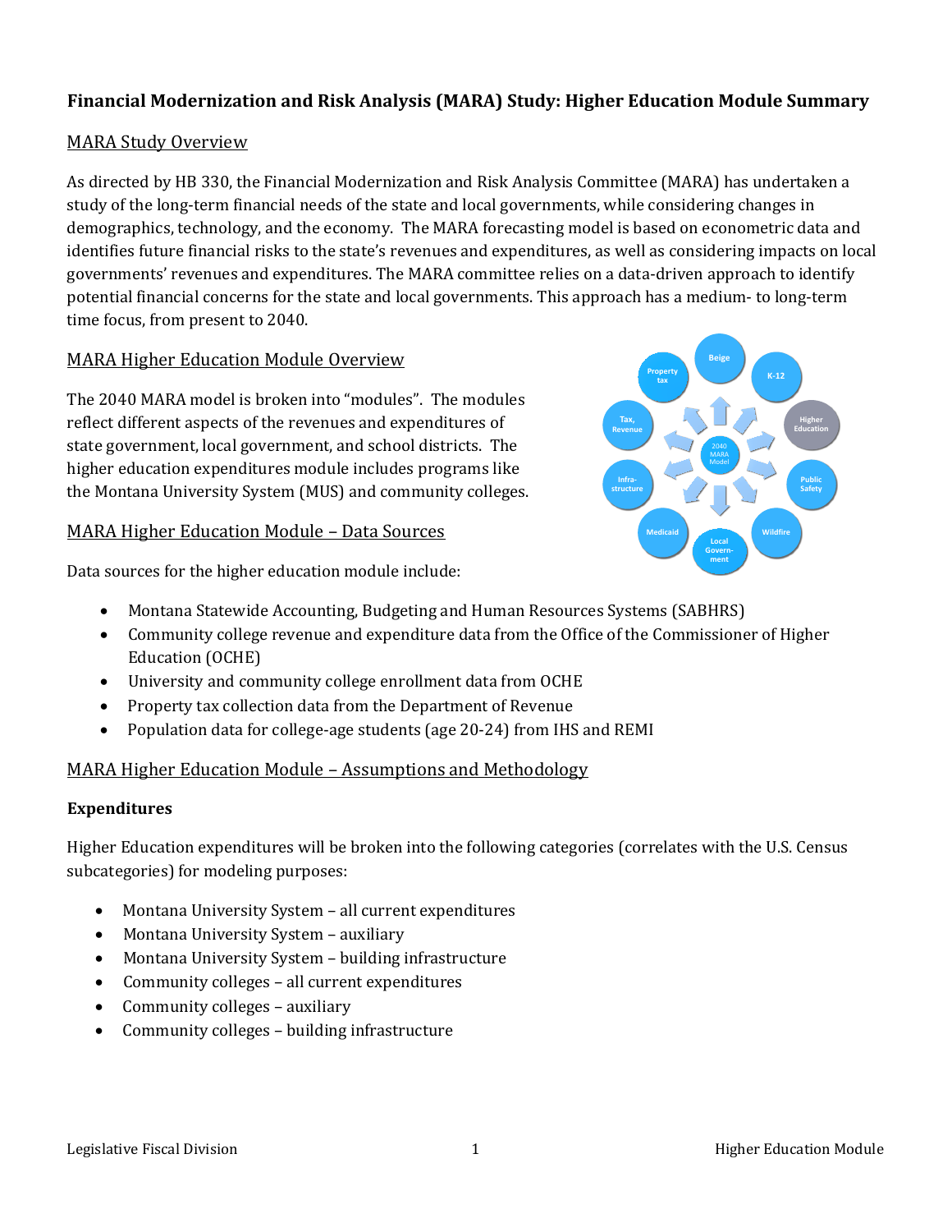## Financial Modernization and Risk Analysis (MARA) Study: Higher Education Module Summary

### MARA Study Overview

As directed by HB 330, the Financial Modernization and Risk Analysis Committee (MARA) has undertaken a study of the long-term financial needs of the state and local governments, while considering changes in demographics, technology, and the economy. The MARA forecasting model is based on econometric data and identifies future financial risks to the state's revenues and expenditures, as well as considering impacts on local governments' revenues and expenditures. The MARA committee relies on a data-driven approach to identify potential financial concerns for the state and local governments. This approach has a medium- to long-term time focus, from present to 2040.

### MARA Higher Education Module Overview

The 2040 MARA model is broken into "modules". The modules reflect different aspects of the revenues and expenditures of state government, local government, and school districts. The higher education expenditures module includes programs like the Montana University System (MUS) and community colleges.

### MARA Higher Education Module – Data Sources

Data sources for the higher education module include:

- Montana Statewide Accounting, Budgeting and Human Resources Systems (SABHRS)
- Community college revenue and expenditure data from the Office of the Commissioner of Higher Education (OCHE)
- University and community college enrollment data from OCHE
- Property tax collection data from the Department of Revenue
- Population data for college-age students (age 20-24) from IHS and REMI

### MARA Higher Education Module – Assumptions and Methodology

**Expenditures**

Higher Education expenditures will be broken into the following categories (correlates with the U.S. Census subcategories) for modeling purposes:

- Montana University System – all current expenditures
- Montana University System – auxiliary
- Montana University System – building infrastructure
- Community colleges – all current expenditures
- Community colleges – auxiliary
- Community colleges – building infrastructure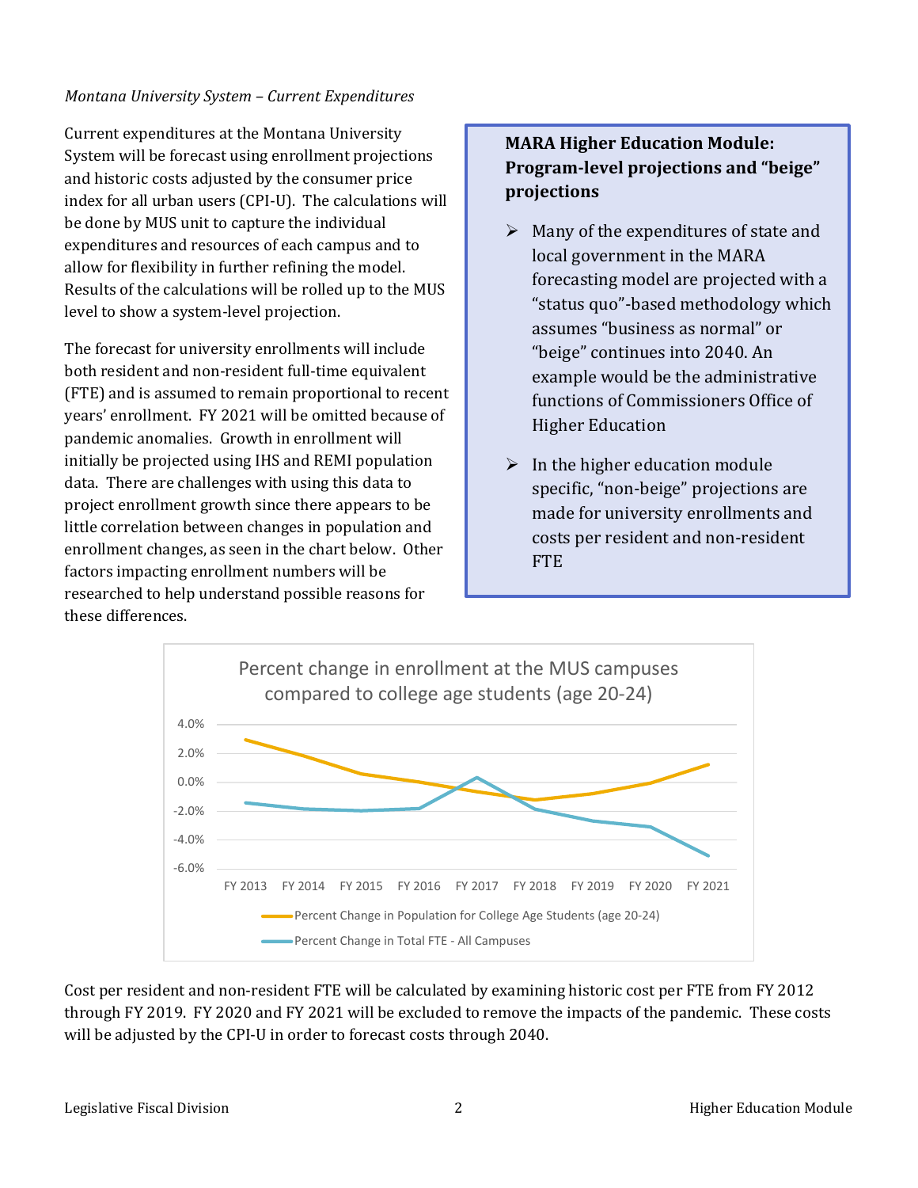*Montana University System – Current Expenditures*

Current expenditures at the Montana University System will be forecast using enrollment projections and historic costs adjusted by the consumer price index for all urban users (CPI-U). The calculations will be done by MUS unit to capture the individual expenditures and resources of each campus and to allow for flexibility in further refining the model. Results of the calculations will be rolled up to the MUS level to show a system-level projection.

The forecast for university enrollments will include both resident and non-resident full-time equivalent (FTE) and is assumed to remain proportional to recent years' enrollment. FY 2021 will be omitted because of pandemic anomalies. Growth in enrollment will initially be projected using IHS and REMI population data. There are challenges with using this data to project enrollment growth since there appears to be little correlation between changes in population and enrollment changes, as seen in the chart below. Other factors impacting enrollment numbers will be researched to help understand possible reasons for these differences.

> **MARA Higher Education Module: Program-level projections and "beige" projections**
>
> - Many of the expenditures of state and local government in the MARA forecasting model are projected with a "status quo"-based methodology which assumes "business as normal" or "beige" continues into 2040. An example would be the administrative functions of Commissioners Office of Higher Education
> - In the higher education module specific, "non-beige" projections are made for university enrollments and costs per resident and non-resident FTE

**Percent change in enrollment at the MUS campuses compared to college age students (age 20-24)**

(Chart: y-axis from -6.0% to 4.0%; x-axis FY 2013 through FY 2021. Series: "Percent Change in Population for College Age Students (age 20-24)" and "Percent Change in Total FTE - All Campuses")

Cost per resident and non-resident FTE will be calculated by examining historic cost per FTE from FY 2012 through FY 2019. FY 2020 and FY 2021 will be excluded to remove the impacts of the pandemic. These costs will be adjusted by the CPI-U in order to forecast costs through 2040.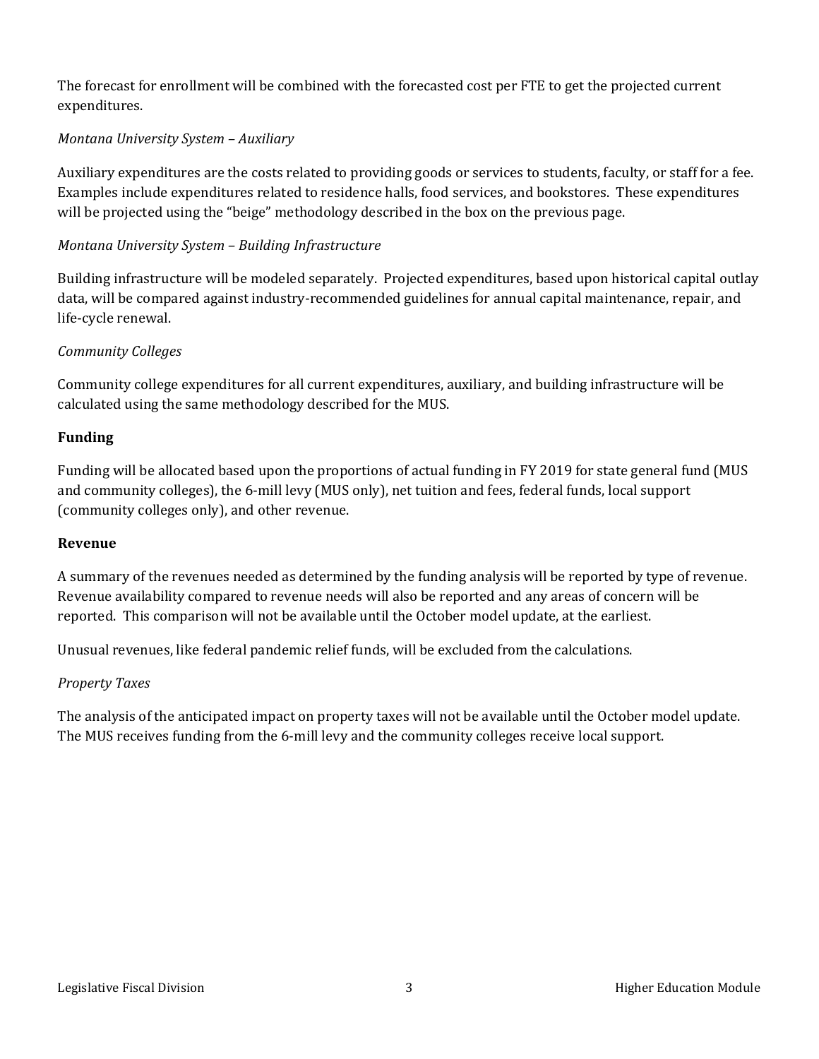The forecast for enrollment will be combined with the forecasted cost per FTE to get the projected current expenditures.

*Montana University System – Auxiliary*

Auxiliary expenditures are the costs related to providing goods or services to students, faculty, or staff for a fee. Examples include expenditures related to residence halls, food services, and bookstores. These expenditures will be projected using the "beige" methodology described in the box on the previous page.

*Montana University System – Building Infrastructure*

Building infrastructure will be modeled separately. Projected expenditures, based upon historical capital outlay data, will be compared against industry-recommended guidelines for annual capital maintenance, repair, and life-cycle renewal.

*Community Colleges*

Community college expenditures for all current expenditures, auxiliary, and building infrastructure will be calculated using the same methodology described for the MUS.

**Funding**

Funding will be allocated based upon the proportions of actual funding in FY 2019 for state general fund (MUS and community colleges), the 6-mill levy (MUS only), net tuition and fees, federal funds, local support (community colleges only), and other revenue.

**Revenue**

A summary of the revenues needed as determined by the funding analysis will be reported by type of revenue. Revenue availability compared to revenue needs will also be reported and any areas of concern will be reported. This comparison will not be available until the October model update, at the earliest.

Unusual revenues, like federal pandemic relief funds, will be excluded from the calculations.

*Property Taxes*

The analysis of the anticipated impact on property taxes will not be available until the October model update. The MUS receives funding from the 6-mill levy and the community colleges receive local support.